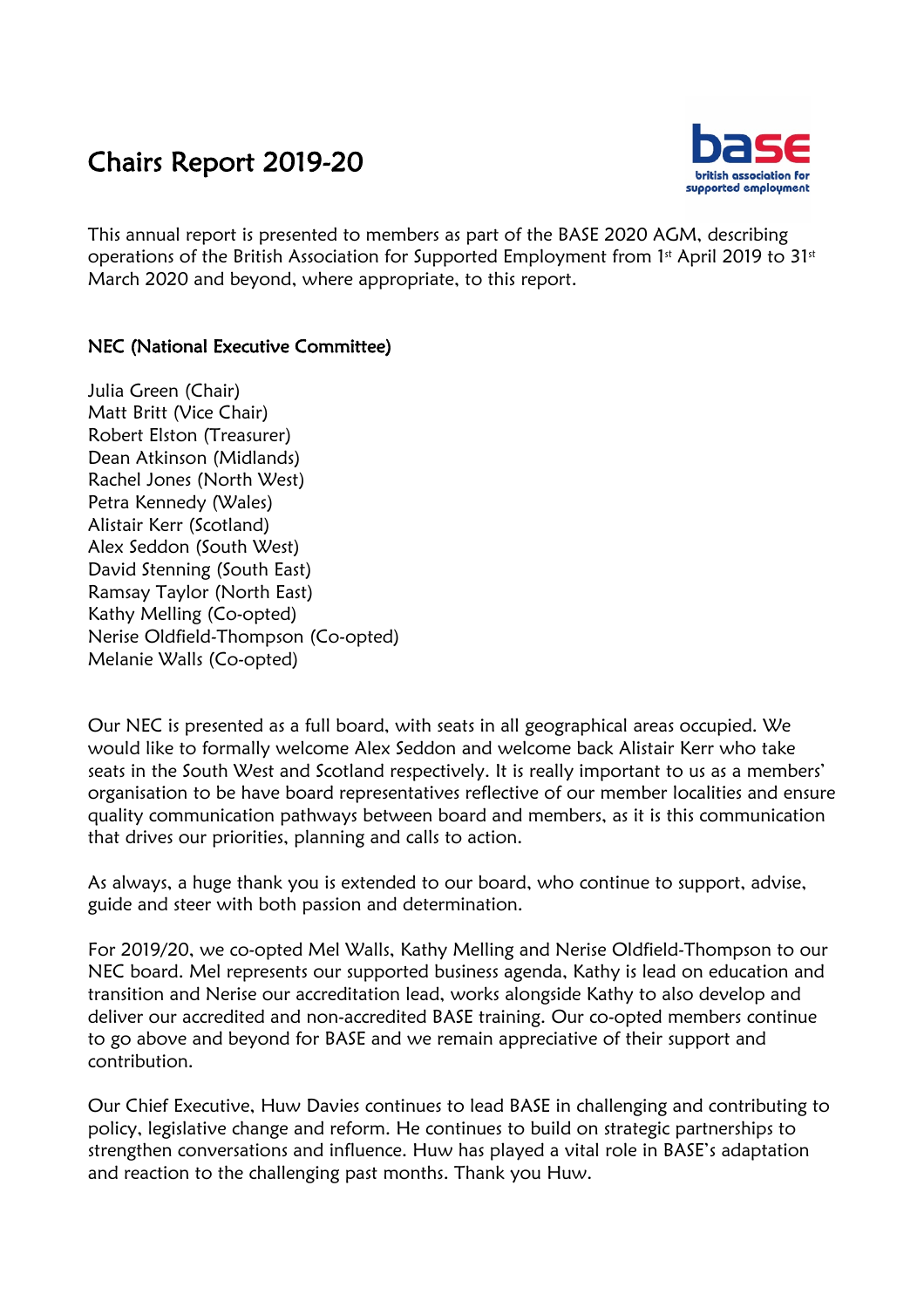# Chairs Report 2019-20

This annual report is presented to members as part of the BASE 2020 AGM, describing operations of the British Association for Supported Employment from 1st April 2019 to 31st March 2020 and beyond, where appropriate, to this report.

## NEC (National Executive Committee)

Julia Green (Chair)
Matt Britt (Vice Chair)
Robert Elston (Treasurer)
Dean Atkinson (Midlands)
Rachel Jones (North West)
Petra Kennedy (Wales)
Alistair Kerr (Scotland)
Alex Seddon (South West)
David Stenning (South East)
Ramsay Taylor (North East)
Kathy Melling (Co-opted)
Nerise Oldfield-Thompson (Co-opted)
Melanie Walls (Co-opted)

Our NEC is presented as a full board, with seats in all geographical areas occupied. We would like to formally welcome Alex Seddon and welcome back Alistair Kerr who take seats in the South West and Scotland respectively. It is really important to us as a members' organisation to be have board representatives reflective of our member localities and ensure quality communication pathways between board and members, as it is this communication that drives our priorities, planning and calls to action.

As always, a huge thank you is extended to our board, who continue to support, advise, guide and steer with both passion and determination.

For 2019/20, we co-opted Mel Walls, Kathy Melling and Nerise Oldfield-Thompson to our NEC board. Mel represents our supported business agenda, Kathy is lead on education and transition and Nerise our accreditation lead, works alongside Kathy to also develop and deliver our accredited and non-accredited BASE training. Our co-opted members continue to go above and beyond for BASE and we remain appreciative of their support and contribution.

Our Chief Executive, Huw Davies continues to lead BASE in challenging and contributing to policy, legislative change and reform. He continues to build on strategic partnerships to strengthen conversations and influence. Huw has played a vital role in BASE's adaptation and reaction to the challenging past months. Thank you Huw.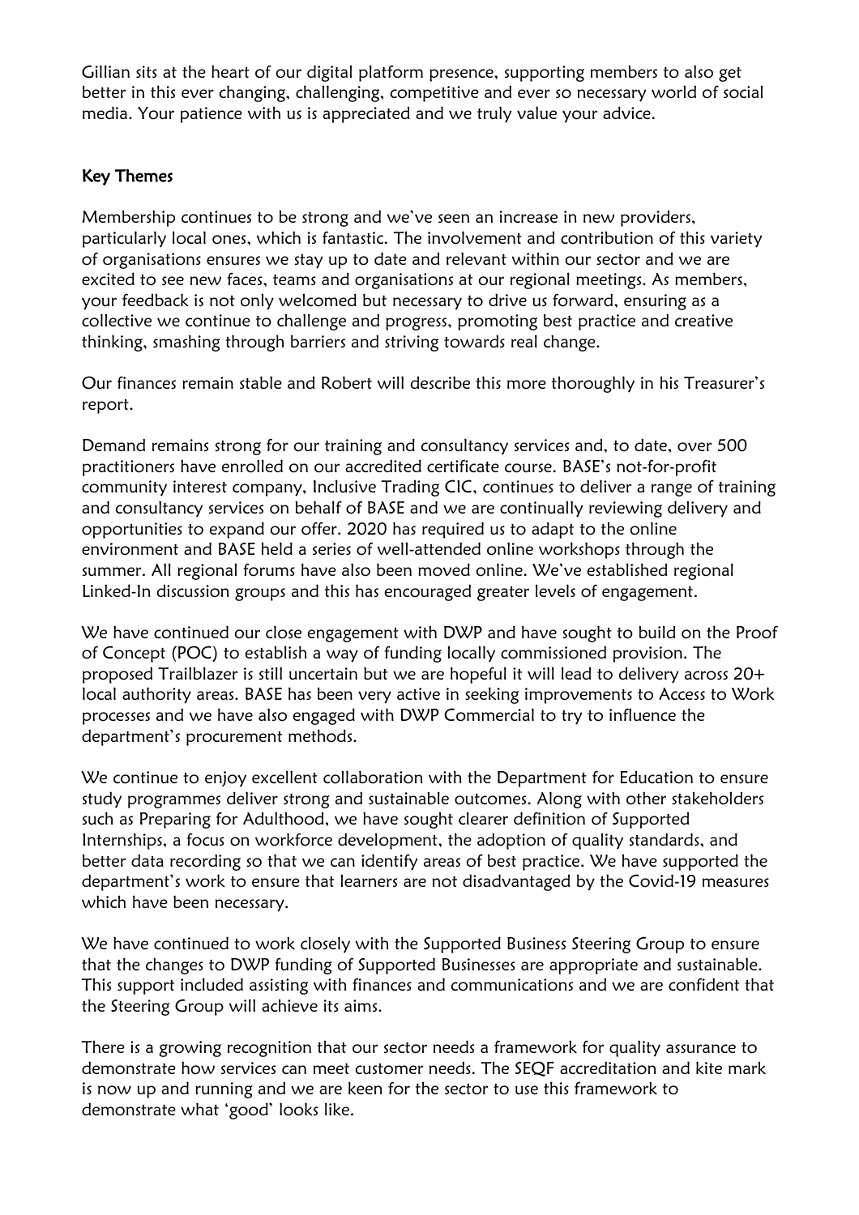Gillian sits at the heart of our digital platform presence, supporting members to also get better in this ever changing, challenging, competitive and ever so necessary world of social media. Your patience with us is appreciated and we truly value your advice.

## Key Themes

Membership continues to be strong and we've seen an increase in new providers, particularly local ones, which is fantastic. The involvement and contribution of this variety of organisations ensures we stay up to date and relevant within our sector and we are excited to see new faces, teams and organisations at our regional meetings. As members, your feedback is not only welcomed but necessary to drive us forward, ensuring as a collective we continue to challenge and progress, promoting best practice and creative thinking, smashing through barriers and striving towards real change.

Our finances remain stable and Robert will describe this more thoroughly in his Treasurer's report.

Demand remains strong for our training and consultancy services and, to date, over 500 practitioners have enrolled on our accredited certificate course. BASE's not-for-profit community interest company, Inclusive Trading CIC, continues to deliver a range of training and consultancy services on behalf of BASE and we are continually reviewing delivery and opportunities to expand our offer. 2020 has required us to adapt to the online environment and BASE held a series of well-attended online workshops through the summer. All regional forums have also been moved online. We've established regional Linked-In discussion groups and this has encouraged greater levels of engagement.

We have continued our close engagement with DWP and have sought to build on the Proof of Concept (POC) to establish a way of funding locally commissioned provision. The proposed Trailblazer is still uncertain but we are hopeful it will lead to delivery across 20+ local authority areas. BASE has been very active in seeking improvements to Access to Work processes and we have also engaged with DWP Commercial to try to influence the department's procurement methods.

We continue to enjoy excellent collaboration with the Department for Education to ensure study programmes deliver strong and sustainable outcomes. Along with other stakeholders such as Preparing for Adulthood, we have sought clearer definition of Supported Internships, a focus on workforce development, the adoption of quality standards, and better data recording so that we can identify areas of best practice. We have supported the department's work to ensure that learners are not disadvantaged by the Covid-19 measures which have been necessary.

We have continued to work closely with the Supported Business Steering Group to ensure that the changes to DWP funding of Supported Businesses are appropriate and sustainable. This support included assisting with finances and communications and we are confident that the Steering Group will achieve its aims.

There is a growing recognition that our sector needs a framework for quality assurance to demonstrate how services can meet customer needs. The SEQF accreditation and kite mark is now up and running and we are keen for the sector to use this framework to demonstrate what 'good' looks like.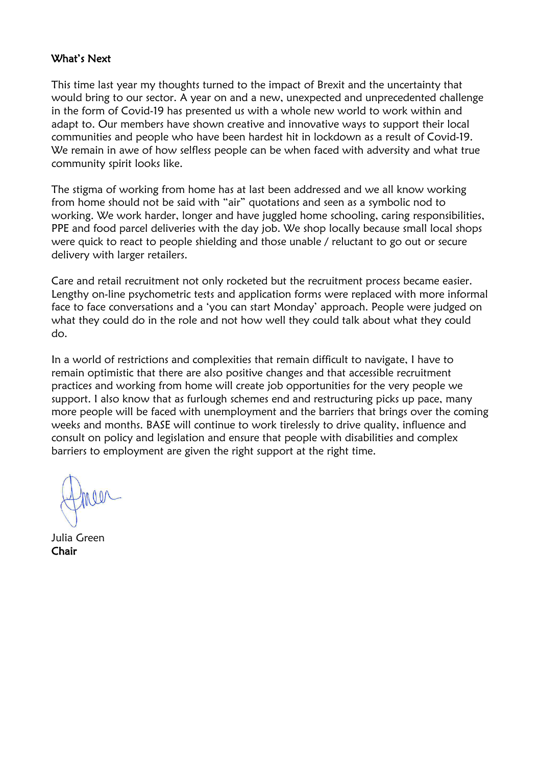## What's Next

This time last year my thoughts turned to the impact of Brexit and the uncertainty that would bring to our sector. A year on and a new, unexpected and unprecedented challenge in the form of Covid-19 has presented us with a whole new world to work within and adapt to. Our members have shown creative and innovative ways to support their local communities and people who have been hardest hit in lockdown as a result of Covid-19. We remain in awe of how selfless people can be when faced with adversity and what true community spirit looks like.

The stigma of working from home has at last been addressed and we all know working from home should not be said with "air" quotations and seen as a symbolic nod to working. We work harder, longer and have juggled home schooling, caring responsibilities, PPE and food parcel deliveries with the day job. We shop locally because small local shops were quick to react to people shielding and those unable / reluctant to go out or secure delivery with larger retailers.

Care and retail recruitment not only rocketed but the recruitment process became easier. Lengthy on-line psychometric tests and application forms were replaced with more informal face to face conversations and a 'you can start Monday' approach. People were judged on what they could do in the role and not how well they could talk about what they could do.

In a world of restrictions and complexities that remain difficult to navigate, I have to remain optimistic that there are also positive changes and that accessible recruitment practices and working from home will create job opportunities for the very people we support. I also know that as furlough schemes end and restructuring picks up pace, many more people will be faced with unemployment and the barriers that brings over the coming weeks and months. BASE will continue to work tirelessly to drive quality, influence and consult on policy and legislation and ensure that people with disabilities and complex barriers to employment are given the right support at the right time.

Julia Green
**Chair**